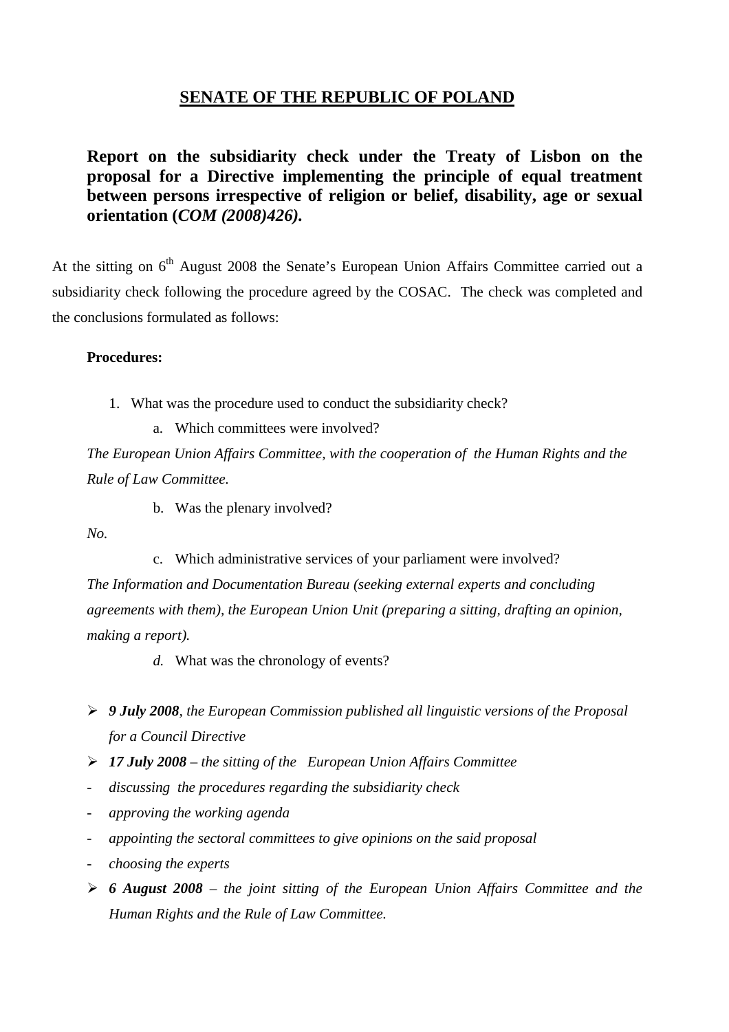# SENATE OF THE REPUBLIC OF POLAND

## Report on the subsidiarity check under the Treaty of Lisbon on the proposal for a Directive implementing the principle of equal treatment between persons irrespective of religion or belief, disability, age or sexual orientation (*COM (2008)426)*.

At the sitting on 6th August 2008 the Senate's European Union Affairs Committee carried out a subsidiarity check following the procedure agreed by the COSAC. The check was completed and the conclusions formulated as follows:

**Procedures:**

1. What was the procedure used to conduct the subsidiarity check?
   a. Which committees were involved?

*The European Union Affairs Committee, with the cooperation of the Human Rights and the Rule of Law Committee.*

   b. Was the plenary involved?

*No.*

   c. Which administrative services of your parliament were involved?

*The Information and Documentation Bureau (seeking external experts and concluding agreements with them), the European Union Unit (preparing a sitting, drafting an opinion, making a report).*

   *d.* What was the chronology of events?

- ***9 July 2008****, the European Commission published all linguistic versions of the Proposal for a Council Directive*
- ***17 July 2008*** *– the sitting of the European Union Affairs Committee*
  - *discussing the procedures regarding the subsidiarity check*
  - *approving the working agenda*
  - *appointing the sectoral committees to give opinions on the said proposal*
  - *choosing the experts*
- ***6 August 2008*** *– the joint sitting of the European Union Affairs Committee and the Human Rights and the Rule of Law Committee.*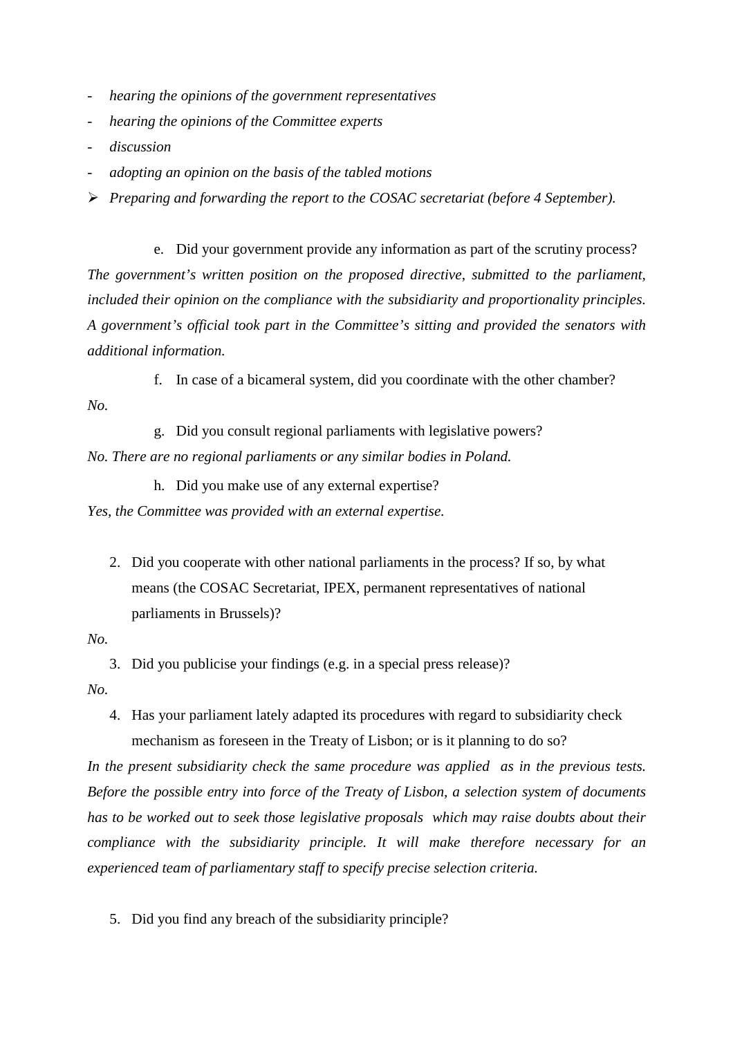- *hearing the opinions of the government representatives*
- *hearing the opinions of the Committee experts*
- *discussion*
- *adopting an opinion on the basis of the tabled motions*

➢ *Preparing and forwarding the report to the COSAC secretariat (before 4 September).*

e. Did your government provide any information as part of the scrutiny process?

*The government's written position on the proposed directive, submitted to the parliament, included their opinion on the compliance with the subsidiarity and proportionality principles. A government's official took part in the Committee's sitting and provided the senators with additional information.*

f. In case of a bicameral system, did you coordinate with the other chamber?

*No.*

g. Did you consult regional parliaments with legislative powers?

*No. There are no regional parliaments or any similar bodies in Poland.*

h. Did you make use of any external expertise?

*Yes, the Committee was provided with an external expertise.*

2. Did you cooperate with other national parliaments in the process? If so, by what means (the COSAC Secretariat, IPEX, permanent representatives of national parliaments in Brussels)?

*No.*

3. Did you publicise your findings (e.g. in a special press release)?

*No.*

4. Has your parliament lately adapted its procedures with regard to subsidiarity check mechanism as foreseen in the Treaty of Lisbon; or is it planning to do so?

*In the present subsidiarity check the same procedure was applied as in the previous tests. Before the possible entry into force of the Treaty of Lisbon, a selection system of documents has to be worked out to seek those legislative proposals which may raise doubts about their compliance with the subsidiarity principle. It will make therefore necessary for an experienced team of parliamentary staff to specify precise selection criteria.*

5. Did you find any breach of the subsidiarity principle?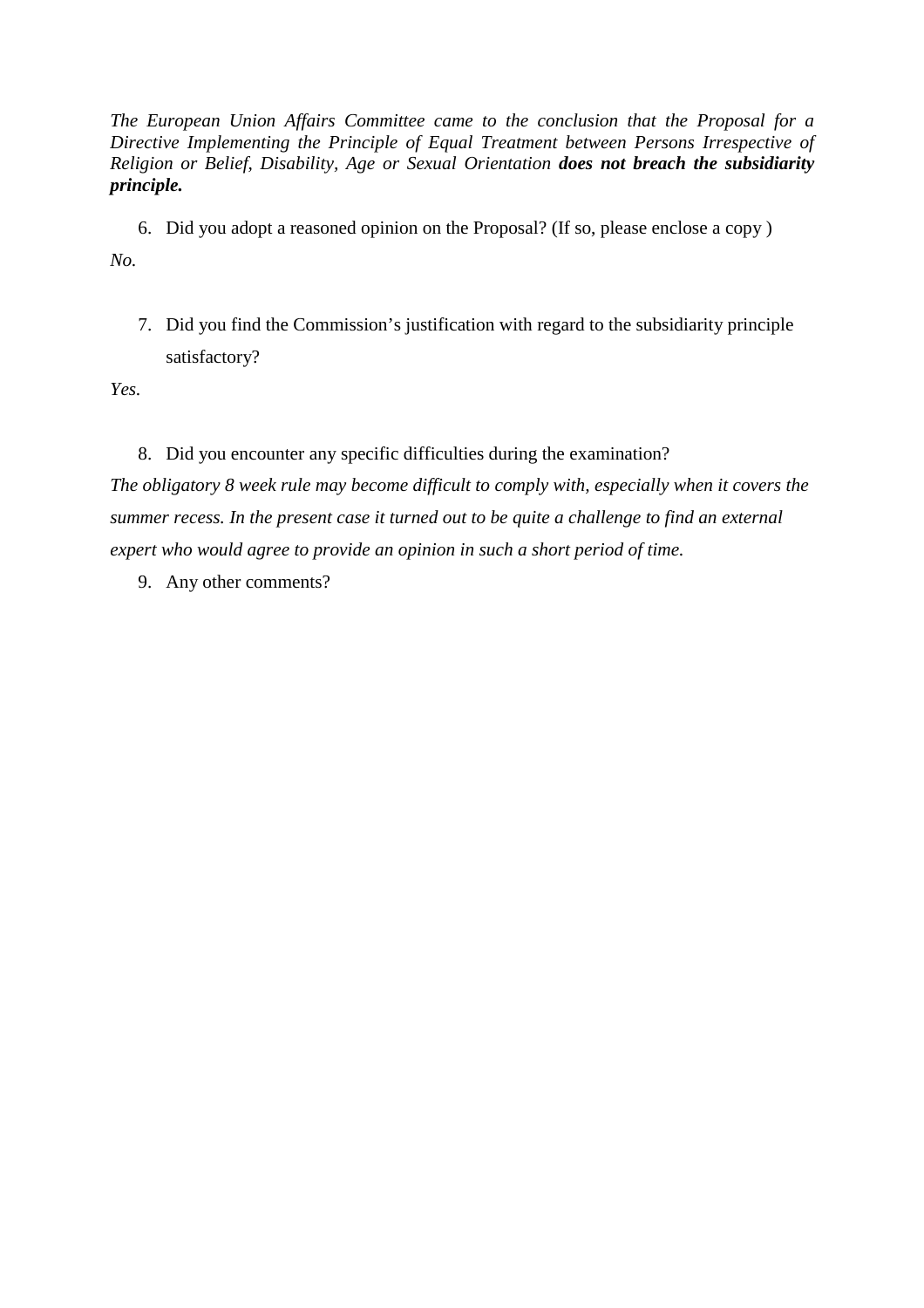*The European Union Affairs Committee came to the conclusion that the Proposal for a Directive Implementing the Principle of Equal Treatment between Persons Irrespective of Religion or Belief, Disability, Age or Sexual Orientation* ***does not breach the subsidiarity principle.***

6. Did you adopt a reasoned opinion on the Proposal? (If so, please enclose a copy )

*No.*

7. Did you find the Commission's justification with regard to the subsidiarity principle satisfactory?

*Yes.*

8. Did you encounter any specific difficulties during the examination?

*The obligatory 8 week rule may become difficult to comply with, especially when it covers the summer recess. In the present case it turned out to be quite a challenge to find an external expert who would agree to provide an opinion in such a short period of time.*

9. Any other comments?